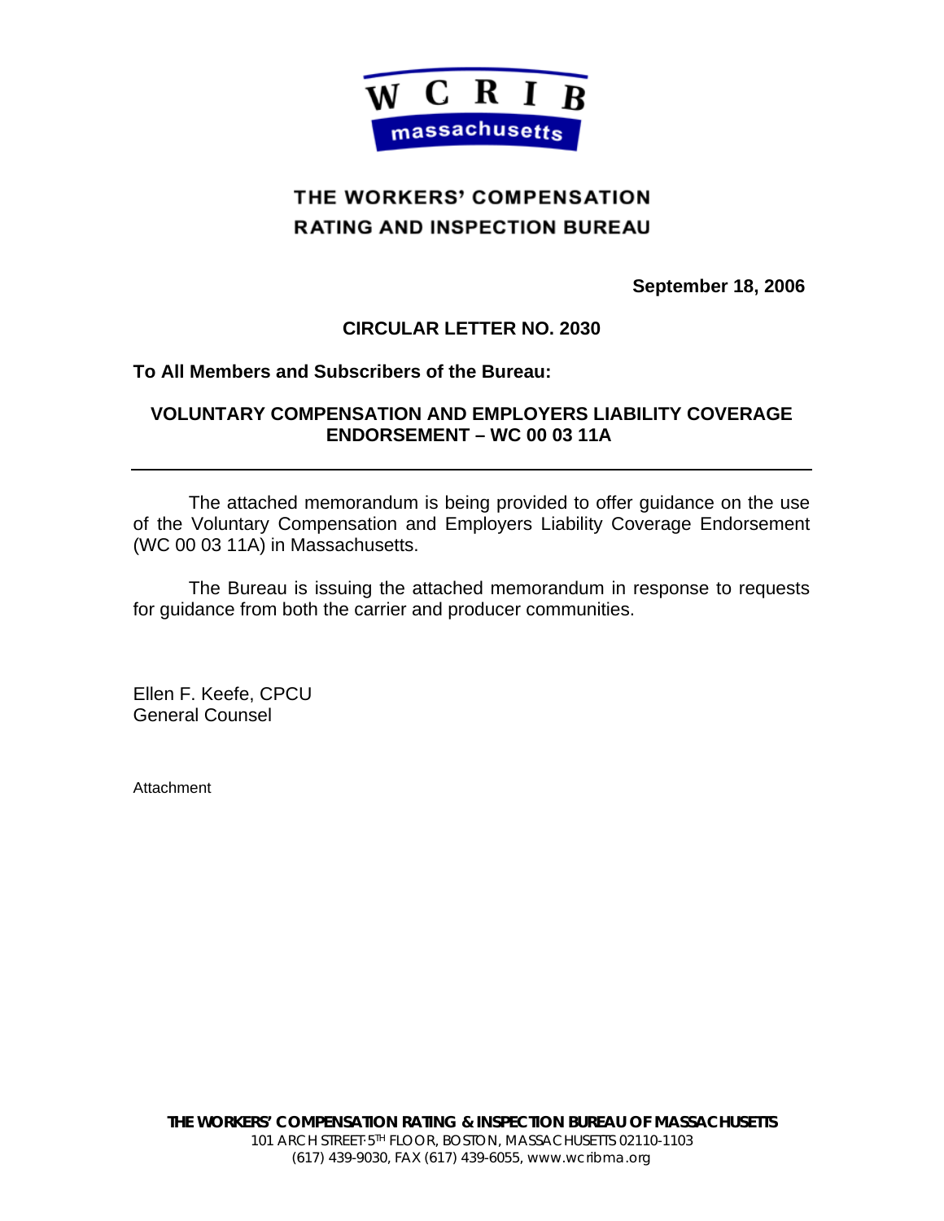WCRIB massachusetts

# THE WORKERS' COMPENSATION RATING AND INSPECTION BUREAU

**September 18, 2006**

**CIRCULAR LETTER NO. 2030**

**To All Members and Subscribers of the Bureau:**

**VOLUNTARY COMPENSATION AND EMPLOYERS LIABILITY COVERAGE ENDORSEMENT – WC 00 03 11A**

---

The attached memorandum is being provided to offer guidance on the use of the Voluntary Compensation and Employers Liability Coverage Endorsement (WC 00 03 11A) in Massachusetts.

The Bureau is issuing the attached memorandum in response to requests for guidance from both the carrier and producer communities.

Ellen F. Keefe, CPCU
General Counsel

Attachment

**THE WORKERS' COMPENSATION RATING & INSPECTION BUREAU OF MASSACHUSETTS**
101 ARCH STREET·5TH FLOOR, BOSTON, MASSACHUSETTS 02110-1103
(617) 439-9030, FAX (617) 439-6055, www.wcribma.org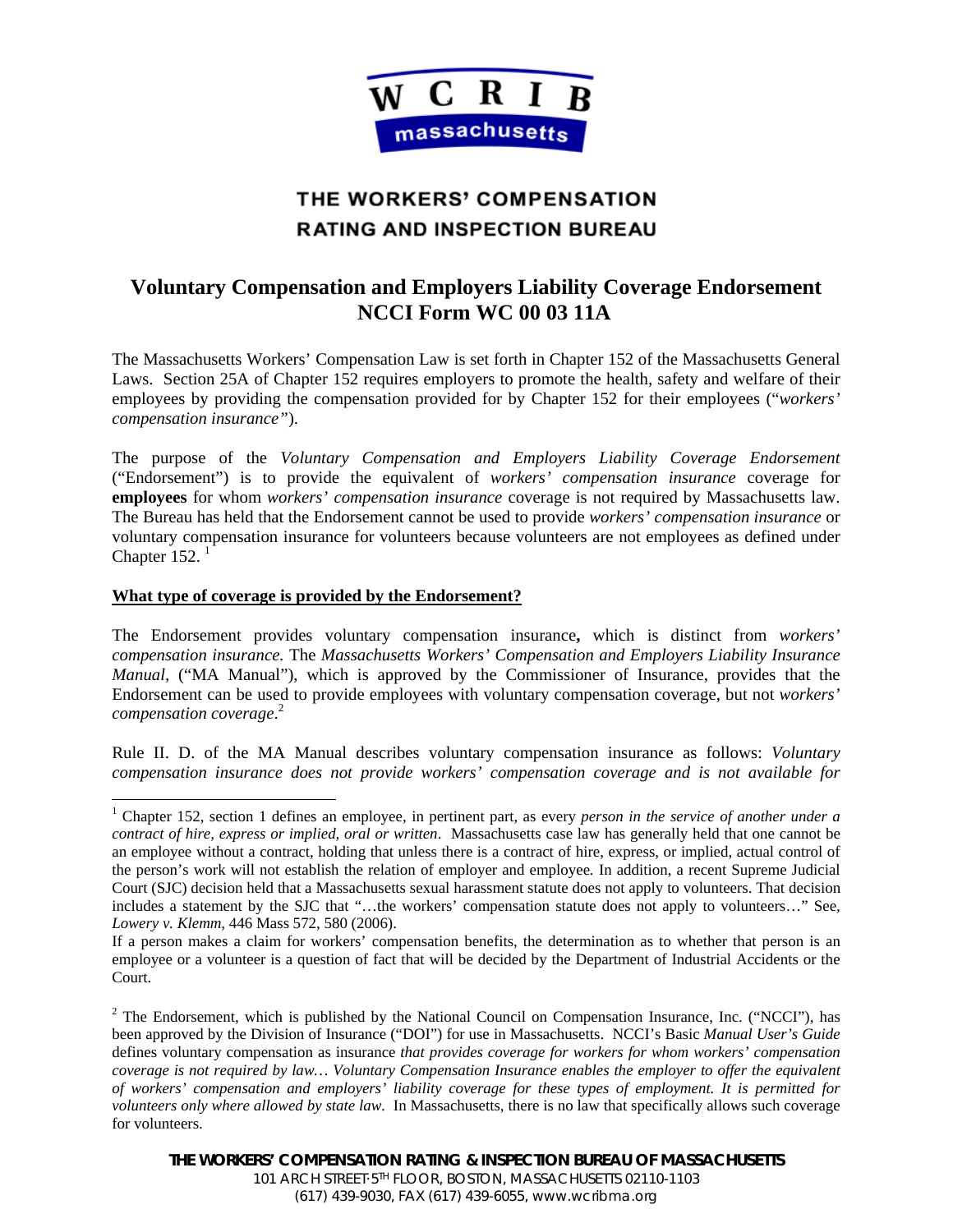WCRIB massachusetts

## THE WORKERS' COMPENSATION RATING AND INSPECTION BUREAU

# Voluntary Compensation and Employers Liability Coverage Endorsement NCCI Form WC 00 03 11A

The Massachusetts Workers' Compensation Law is set forth in Chapter 152 of the Massachusetts General Laws. Section 25A of Chapter 152 requires employers to promote the health, safety and welfare of their employees by providing the compensation provided for by Chapter 152 for their employees ("*workers' compensation insurance"*).

The purpose of the *Voluntary Compensation and Employers Liability Coverage Endorsement* ("Endorsement") is to provide the equivalent of *workers' compensation insurance* coverage for **employees** for whom *workers' compensation insurance* coverage is not required by Massachusetts law. The Bureau has held that the Endorsement cannot be used to provide *workers' compensation insurance* or voluntary compensation insurance for volunteers because volunteers are not employees as defined under Chapter 152. [1]

**What type of coverage is provided by the Endorsement?**

The Endorsement provides voluntary compensation insurance**,** which is distinct from *workers' compensation insurance.* The *Massachusetts Workers' Compensation and Employers Liability Insurance Manual,* ("MA Manual"), which is approved by the Commissioner of Insurance, provides that the Endorsement can be used to provide employees with voluntary compensation coverage, but not *workers' compensation coverage*.[2]

Rule II. D. of the MA Manual describes voluntary compensation insurance as follows: *Voluntary compensation insurance does not provide workers' compensation coverage and is not available for*

---

[1] Chapter 152, section 1 defines an employee, in pertinent part, as every *person in the service of another under a contract of hire, express or implied, oral or written*. Massachusetts case law has generally held that one cannot be an employee without a contract, holding that unless there is a contract of hire, express, or implied, actual control of the person's work will not establish the relation of employer and employee. In addition, a recent Supreme Judicial Court (SJC) decision held that a Massachusetts sexual harassment statute does not apply to volunteers. That decision includes a statement by the SJC that "…the workers' compensation statute does not apply to volunteers…" See, *Lowery v. Klemm*, 446 Mass 572, 580 (2006).

If a person makes a claim for workers' compensation benefits, the determination as to whether that person is an employee or a volunteer is a question of fact that will be decided by the Department of Industrial Accidents or the Court.

[2] The Endorsement, which is published by the National Council on Compensation Insurance, Inc. ("NCCI"), has been approved by the Division of Insurance ("DOI") for use in Massachusetts. NCCI's Basic *Manual User's Guide* defines voluntary compensation as insurance *that provides coverage for workers for whom workers' compensation coverage is not required by law… Voluntary Compensation Insurance enables the employer to offer the equivalent of workers' compensation and employers' liability coverage for these types of employment. It is permitted for volunteers only where allowed by state law.* In Massachusetts, there is no law that specifically allows such coverage for volunteers.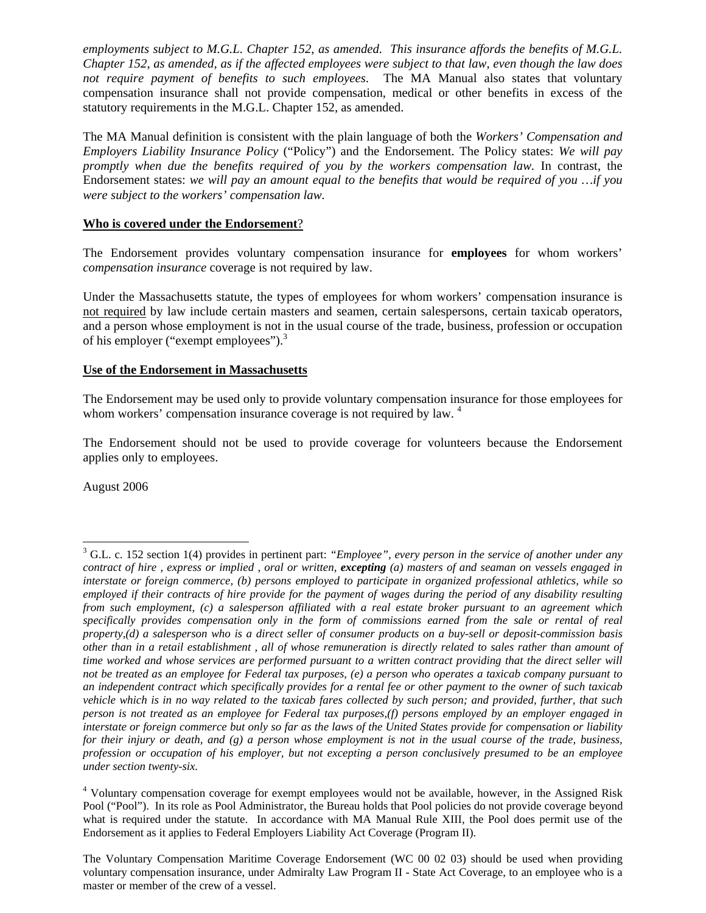*employments subject to M.G.L. Chapter 152, as amended. This insurance affords the benefits of M.G.L. Chapter 152, as amended, as if the affected employees were subject to that law, even though the law does not require payment of benefits to such employees.* The MA Manual also states that voluntary compensation insurance shall not provide compensation, medical or other benefits in excess of the statutory requirements in the M.G.L. Chapter 152, as amended.

The MA Manual definition is consistent with the plain language of both the *Workers' Compensation and Employers Liability Insurance Policy* ("Policy") and the Endorsement. The Policy states: *We will pay promptly when due the benefits required of you by the workers compensation law.* In contrast, the Endorsement states: *we will pay an amount equal to the benefits that would be required of you …if you were subject to the workers' compensation law.*

**Who is covered under the Endorsement?**

The Endorsement provides voluntary compensation insurance for **employees** for whom workers' *compensation insurance* coverage is not required by law.

Under the Massachusetts statute, the types of employees for whom workers' compensation insurance is not required by law include certain masters and seamen, certain salespersons, certain taxicab operators, and a person whose employment is not in the usual course of the trade, business, profession or occupation of his employer ("exempt employees").[3]

**Use of the Endorsement in Massachusetts**

The Endorsement may be used only to provide voluntary compensation insurance for those employees for whom workers' compensation insurance coverage is not required by law. [4]

The Endorsement should not be used to provide coverage for volunteers because the Endorsement applies only to employees.

August 2006

---

[3] G.L. c. 152 section 1(4) provides in pertinent part: *"Employee", every person in the service of another under any contract of hire , express or implied , oral or written,* ***excepting*** *(a) masters of and seaman on vessels engaged in interstate or foreign commerce, (b) persons employed to participate in organized professional athletics, while so employed if their contracts of hire provide for the payment of wages during the period of any disability resulting from such employment, (c) a salesperson affiliated with a real estate broker pursuant to an agreement which specifically provides compensation only in the form of commissions earned from the sale or rental of real property,(d) a salesperson who is a direct seller of consumer products on a buy-sell or deposit-commission basis other than in a retail establishment , all of whose remuneration is directly related to sales rather than amount of time worked and whose services are performed pursuant to a written contract providing that the direct seller will not be treated as an employee for Federal tax purposes, (e) a person who operates a taxicab company pursuant to an independent contract which specifically provides for a rental fee or other payment to the owner of such taxicab vehicle which is in no way related to the taxicab fares collected by such person; and provided, further, that such person is not treated as an employee for Federal tax purposes,(f) persons employed by an employer engaged in interstate or foreign commerce but only so far as the laws of the United States provide for compensation or liability for their injury or death, and (g) a person whose employment is not in the usual course of the trade, business, profession or occupation of his employer, but not excepting a person conclusively presumed to be an employee under section twenty-six.*

[4] Voluntary compensation coverage for exempt employees would not be available, however, in the Assigned Risk Pool ("Pool"). In its role as Pool Administrator, the Bureau holds that Pool policies do not provide coverage beyond what is required under the statute. In accordance with MA Manual Rule XIII, the Pool does permit use of the Endorsement as it applies to Federal Employers Liability Act Coverage (Program II).

The Voluntary Compensation Maritime Coverage Endorsement (WC 00 02 03) should be used when providing voluntary compensation insurance, under Admiralty Law Program II - State Act Coverage, to an employee who is a master or member of the crew of a vessel.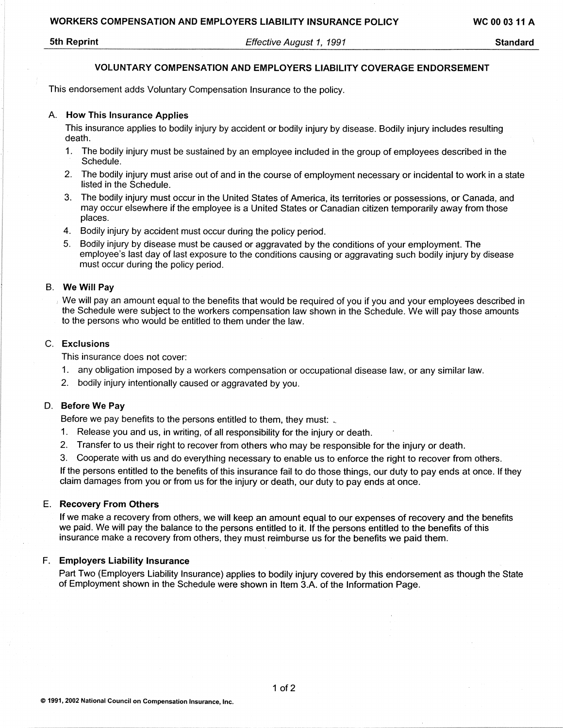# VOLUNTARY COMPENSATION AND EMPLOYERS LIABILITY COVERAGE ENDORSEMENT

This endorsement adds Voluntary Compensation Insurance to the policy.

## A. How This Insurance Applies

This insurance applies to bodily injury by accident or bodily injury by disease. Bodily injury includes resulting death.

1. The bodily injury must be sustained by an employee included in the group of employees described in the Schedule.
2. The bodily injury must arise out of and in the course of employment necessary or incidental to work in a state listed in the Schedule.
3. The bodily injury must occur in the United States of America, its territories or possessions, or Canada, and may occur elsewhere if the employee is a United States or Canadian citizen temporarily away from those places.
4. Bodily injury by accident must occur during the policy period.
5. Bodily injury by disease must be caused or aggravated by the conditions of your employment. The employee's last day of last exposure to the conditions causing or aggravating such bodily injury by disease must occur during the policy period.

## B. We Will Pay

We will pay an amount equal to the benefits that would be required of you if you and your employees described in the Schedule were subject to the workers compensation law shown in the Schedule. We will pay those amounts to the persons who would be entitled to them under the law.

## C. Exclusions

This insurance does not cover:

1. any obligation imposed by a workers compensation or occupational disease law, or any similar law.
2. bodily injury intentionally caused or aggravated by you.

## D. Before We Pay

Before we pay benefits to the persons entitled to them, they must:

1. Release you and us, in writing, of all responsibility for the injury or death.
2. Transfer to us their right to recover from others who may be responsible for the injury or death.
3. Cooperate with us and do everything necessary to enable us to enforce the right to recover from others.

If the persons entitled to the benefits of this insurance fail to do those things, our duty to pay ends at once. If they claim damages from you or from us for the injury or death, our duty to pay ends at once.

## E. Recovery From Others

If we make a recovery from others, we will keep an amount equal to our expenses of recovery and the benefits we paid. We will pay the balance to the persons entitled to it. If the persons entitled to the benefits of this insurance make a recovery from others, they must reimburse us for the benefits we paid them.

## F. Employers Liability Insurance

Part Two (Employers Liability Insurance) applies to bodily injury covered by this endorsement as though the State of Employment shown in the Schedule were shown in Item 3.A. of the Information Page.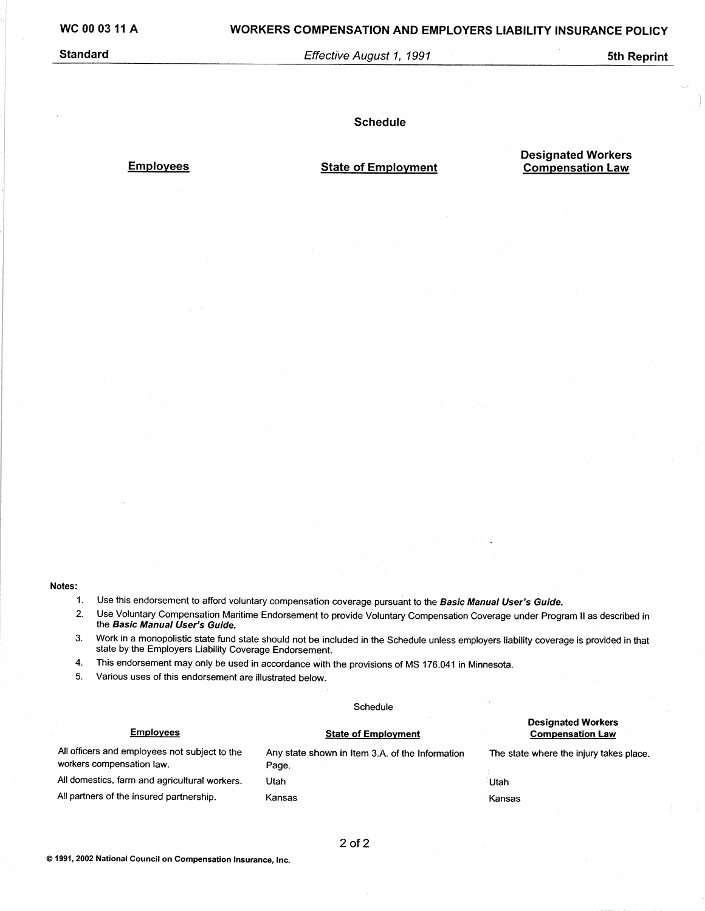## Schedule

| Employees | State of Employment | Designated Workers Compensation Law |
|---|---|---|
| | | |

**Notes:**

1. Use this endorsement to afford voluntary compensation coverage pursuant to the ***Basic Manual User's Guide.***
2. Use Voluntary Compensation Maritime Endorsement to provide Voluntary Compensation Coverage under Program II as described in the ***Basic Manual User's Guide.***
3. Work in a monopolistic state fund state should not be included in the Schedule unless employers liability coverage is provided in that state by the Employers Liability Coverage Endorsement.
4. This endorsement may only be used in accordance with the provisions of MS 176.041 in Minnesota.
5. Various uses of this endorsement are illustrated below.

Schedule

| Employees | State of Employment | Designated Workers Compensation Law |
|---|---|---|
| All officers and employees not subject to the workers compensation law. | Any state shown in Item 3.A. of the Information Page. | The state where the injury takes place. |
| All domestics, farm and agricultural workers. | Utah | Utah |
| All partners of the insured partnership. | Kansas | Kansas |

© 1991, 2002 National Council on Compensation Insurance, Inc.